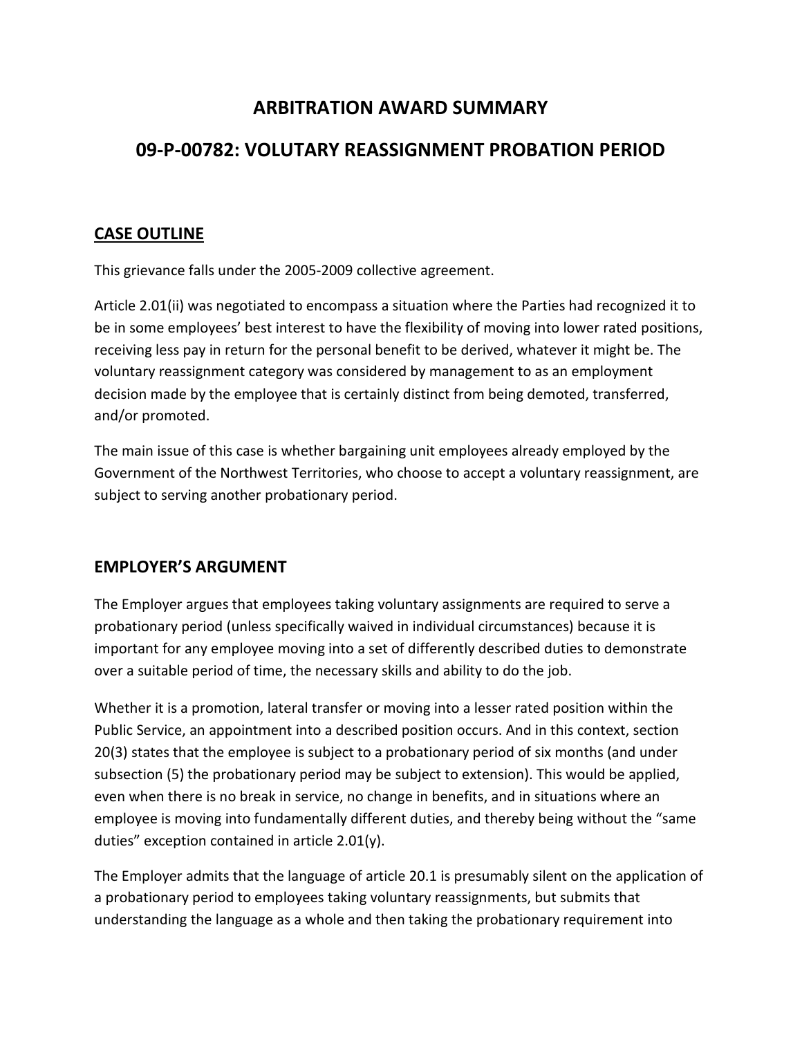# ARBITRATION AWARD SUMMARY

# 09-P-00782: VOLUTARY REASSIGNMENT PROBATION PERIOD

## CASE OUTLINE

This grievance falls under the 2005-2009 collective agreement.

Article 2.01(ii) was negotiated to encompass a situation where the Parties had recognized it to be in some employees' best interest to have the flexibility of moving into lower rated positions, receiving less pay in return for the personal benefit to be derived, whatever it might be. The voluntary reassignment category was considered by management to as an employment decision made by the employee that is certainly distinct from being demoted, transferred, and/or promoted.

The main issue of this case is whether bargaining unit employees already employed by the Government of the Northwest Territories, who choose to accept a voluntary reassignment, are subject to serving another probationary period.

## EMPLOYER'S ARGUMENT

The Employer argues that employees taking voluntary assignments are required to serve a probationary period (unless specifically waived in individual circumstances) because it is important for any employee moving into a set of differently described duties to demonstrate over a suitable period of time, the necessary skills and ability to do the job.

Whether it is a promotion, lateral transfer or moving into a lesser rated position within the Public Service, an appointment into a described position occurs. And in this context, section 20(3) states that the employee is subject to a probationary period of six months (and under subsection (5) the probationary period may be subject to extension). This would be applied, even when there is no break in service, no change in benefits, and in situations where an employee is moving into fundamentally different duties, and thereby being without the "same duties" exception contained in article 2.01(y).

The Employer admits that the language of article 20.1 is presumably silent on the application of a probationary period to employees taking voluntary reassignments, but submits that understanding the language as a whole and then taking the probationary requirement into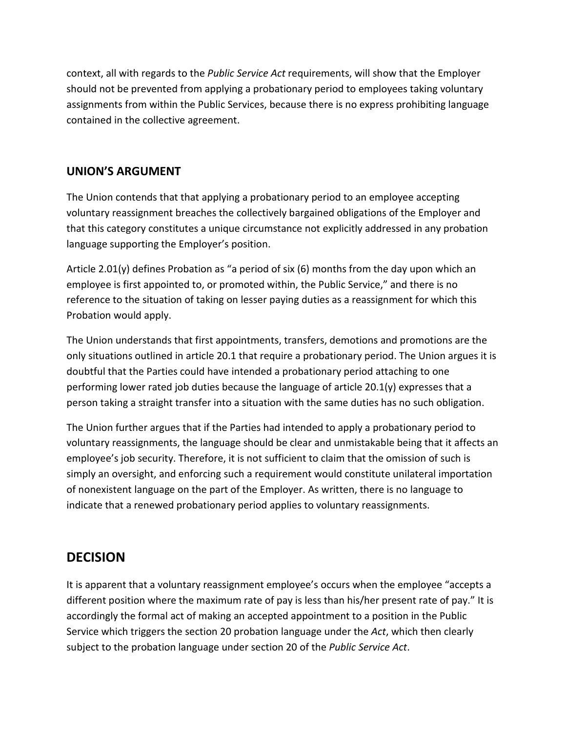context, all with regards to the *Public Service Act* requirements, will show that the Employer should not be prevented from applying a probationary period to employees taking voluntary assignments from within the Public Services, because there is no express prohibiting language contained in the collective agreement.

## UNION'S ARGUMENT

The Union contends that that applying a probationary period to an employee accepting voluntary reassignment breaches the collectively bargained obligations of the Employer and that this category constitutes a unique circumstance not explicitly addressed in any probation language supporting the Employer's position.

Article 2.01(y) defines Probation as "a period of six (6) months from the day upon which an employee is first appointed to, or promoted within, the Public Service," and there is no reference to the situation of taking on lesser paying duties as a reassignment for which this Probation would apply.

The Union understands that first appointments, transfers, demotions and promotions are the only situations outlined in article 20.1 that require a probationary period. The Union argues it is doubtful that the Parties could have intended a probationary period attaching to one performing lower rated job duties because the language of article 20.1(y) expresses that a person taking a straight transfer into a situation with the same duties has no such obligation.

The Union further argues that if the Parties had intended to apply a probationary period to voluntary reassignments, the language should be clear and unmistakable being that it affects an employee's job security. Therefore, it is not sufficient to claim that the omission of such is simply an oversight, and enforcing such a requirement would constitute unilateral importation of nonexistent language on the part of the Employer. As written, there is no language to indicate that a renewed probationary period applies to voluntary reassignments.

# DECISION

It is apparent that a voluntary reassignment employee's occurs when the employee "accepts a different position where the maximum rate of pay is less than his/her present rate of pay." It is accordingly the formal act of making an accepted appointment to a position in the Public Service which triggers the section 20 probation language under the *Act*, which then clearly subject to the probation language under section 20 of the *Public Service Act*.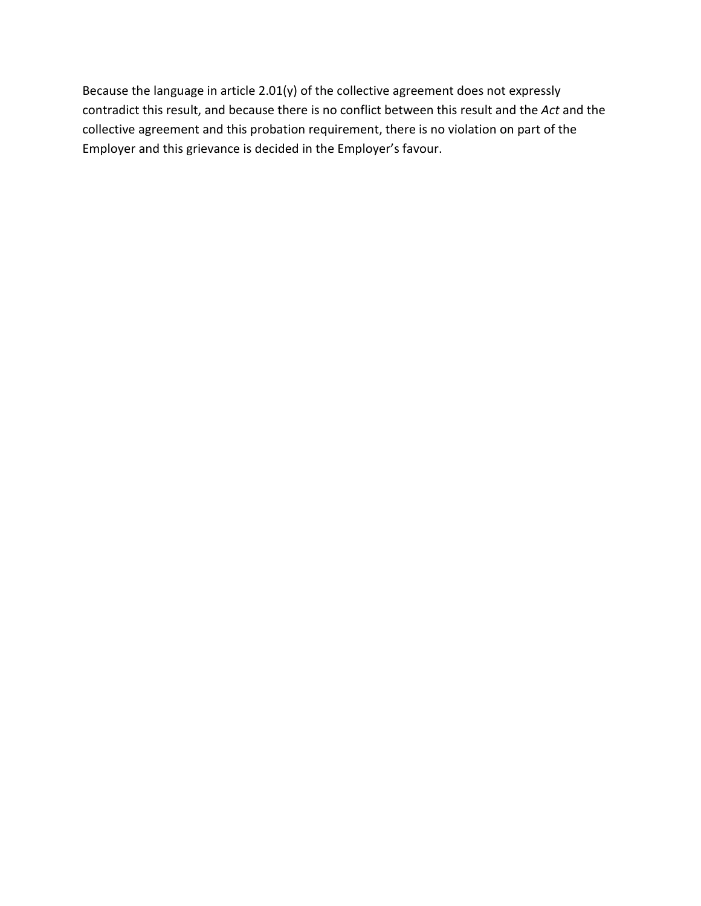Because the language in article 2.01(y) of the collective agreement does not expressly contradict this result, and because there is no conflict between this result and the *Act* and the collective agreement and this probation requirement, there is no violation on part of the Employer and this grievance is decided in the Employer's favour.